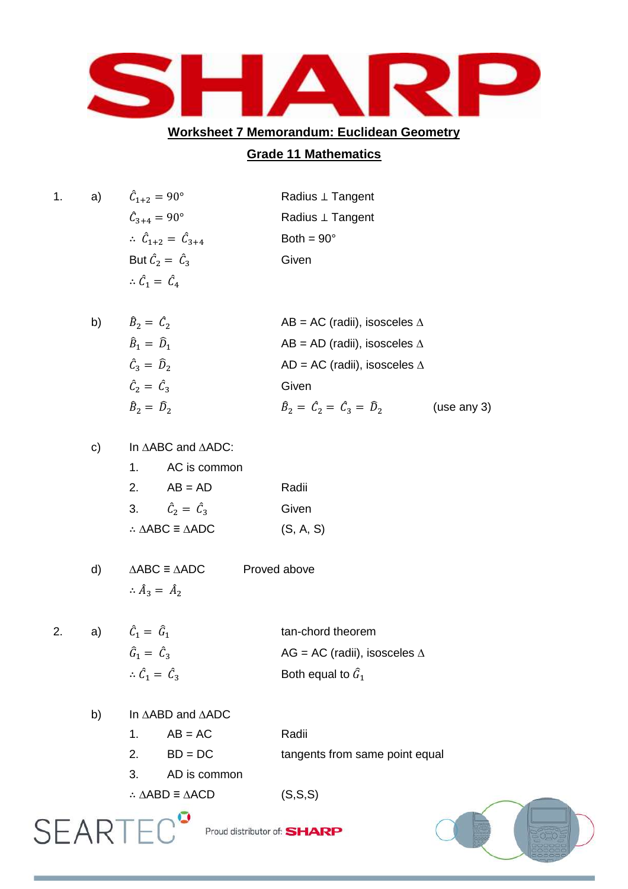## Worksheet 7 Memorandum: Euclidean Geometry

## Grade 11 Mathematics

1. a)

| | |
|---|---|
| $\hat{C}_{1+2} = 90°$ | Radius ⊥ Tangent |
| $\hat{C}_{3+4} = 90°$ | Radius ⊥ Tangent |
| $\therefore \hat{C}_{1+2} = \hat{C}_{3+4}$ | Both = 90° |
| But $\hat{C}_2 = \hat{C}_3$ | Given |
| $\therefore \hat{C}_1 = \hat{C}_4$ | |

b)

| | | |
|---|---|---|
| $\hat{B}_2 = \hat{C}_2$ | AB = AC (radii), isosceles Δ | |
| $\hat{B}_1 = \hat{D}_1$ | AB = AD (radii), isosceles Δ | |
| $\hat{C}_3 = \hat{D}_2$ | AD = AC (radii), isosceles Δ | |
| $\hat{C}_2 = \hat{C}_3$ | Given | |
| $\hat{B}_2 = \hat{D}_2$ | $\hat{B}_2 = \hat{C}_2 = \hat{C}_3 = \hat{D}_2$ | (use any 3) |

c) In ΔABC and ΔADC:

| | |
|---|---|
| 1. AC is common | |
| 2. AB = AD | Radii |
| 3. $\hat{C}_2 = \hat{C}_3$ | Given |
| ∴ ΔABC ≡ ΔADC | (S, A, S) |

d) ΔABC ≡ ΔADC   Proved above

$\therefore \hat{A}_3 = \hat{A}_2$

2. a)

| | |
|---|---|
| $\hat{C}_1 = \hat{G}_1$ | tan-chord theorem |
| $\hat{G}_1 = \hat{C}_3$ | AG = AC (radii), isosceles Δ |
| $\therefore \hat{C}_1 = \hat{C}_3$ | Both equal to $\hat{G}_1$ |

b) In ΔABD and ΔADC

| | |
|---|---|
| 1. AB = AC | Radii |
| 2. BD = DC | tangents from same point equal |
| 3. AD is common | |
| ∴ ΔABD ≡ ΔACD | (S,S,S) |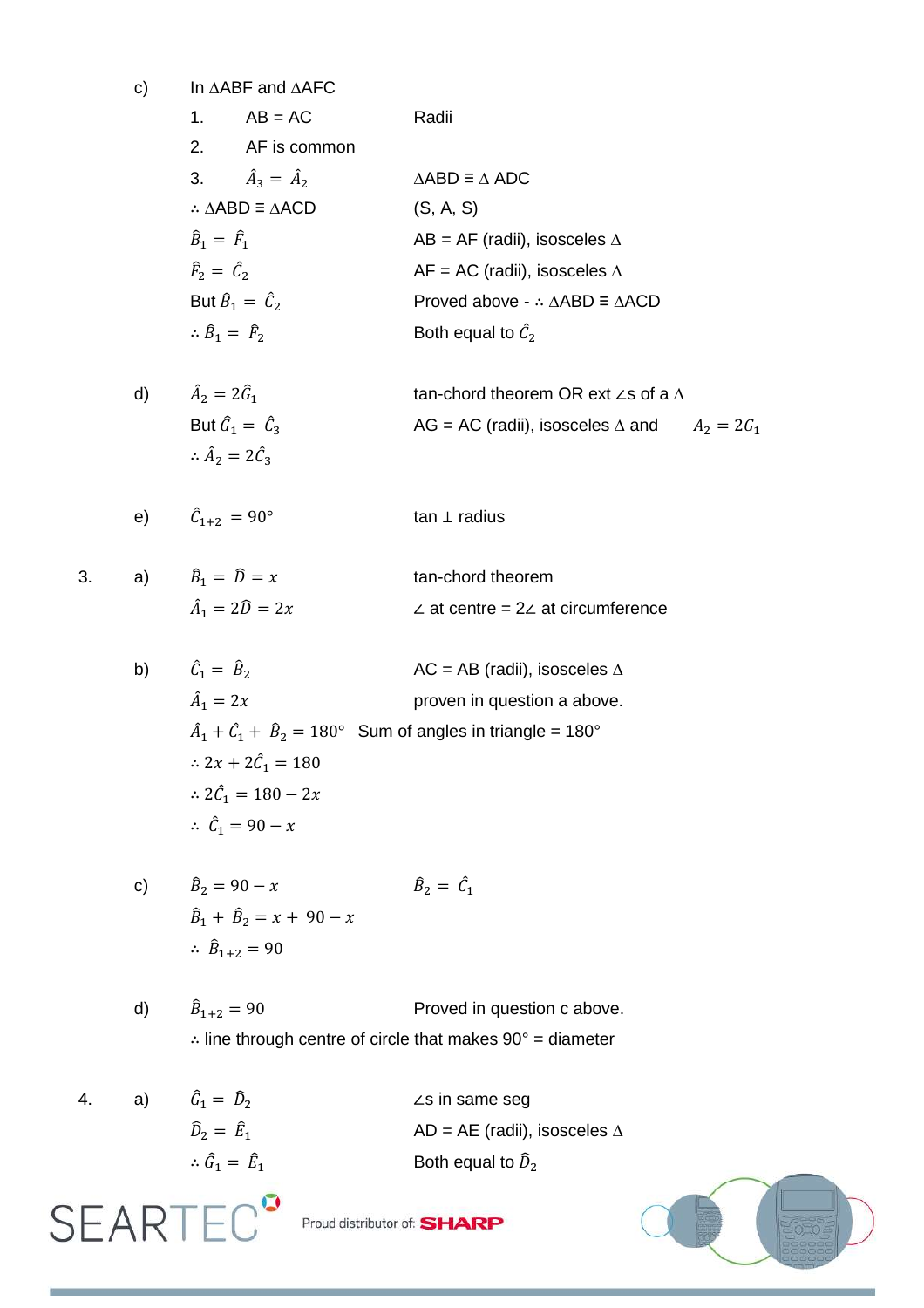c) In ΔABF and ΔAFC

| | | |
|---|---|---|
| 1. | AB = AC | Radii |
| 2. | AF is common | |
| 3. | $\hat{A}_3 = \hat{A}_2$ | ΔABD ≡ Δ ADC |
| | ∴ ΔABD ≡ ΔACD | (S, A, S) |
| | $\hat{B}_1 = \hat{F}_1$ | AB = AF (radii), isosceles Δ |
| | $\hat{F}_2 = \hat{C}_2$ | AF = AC (radii), isosceles Δ |
| | But $\hat{B}_1 = \hat{C}_2$ | Proved above - ∴ ΔABD ≡ ΔACD |
| | $\therefore \hat{B}_1 = \hat{F}_2$ | Both equal to $\hat{C}_2$ |

d)

| | |
|---|---|
| $\hat{A}_2 = 2\hat{G}_1$ | tan-chord theorem OR ext ∠s of a Δ |
| But $\hat{G}_1 = \hat{C}_3$ | AG = AC (radii), isosceles Δ and $A_2 = 2G_1$ |
| $\therefore \hat{A}_2 = 2\hat{C}_3$ | |

e)

| | |
|---|---|
| $\hat{C}_{1+2} = 90°$ | tan ⊥ radius |

3.

a)

| | |
|---|---|
| $\hat{B}_1 = \hat{D} = x$ | tan-chord theorem |
| $\hat{A}_1 = 2\hat{D} = 2x$ | ∠ at centre = 2∠ at circumference |

b)

| | |
|---|---|
| $\hat{C}_1 = \hat{B}_2$ | AC = AB (radii), isosceles Δ |
| $\hat{A}_1 = 2x$ | proven in question a above. |
| $\hat{A}_1 + \hat{C}_1 + \hat{B}_2 = 180°$ | Sum of angles in triangle = 180° |
| $\therefore 2x + 2\hat{C}_1 = 180$ | |
| $\therefore 2\hat{C}_1 = 180 - 2x$ | |
| $\therefore \hat{C}_1 = 90 - x$ | |

c)

| | |
|---|---|
| $\hat{B}_2 = 90 - x$ | $\hat{B}_2 = \hat{C}_1$ |
| $\hat{B}_1 + \hat{B}_2 = x + 90 - x$ | |
| $\therefore \hat{B}_{1+2} = 90$ | |

d)

| | |
|---|---|
| $\hat{B}_{1+2} = 90$ | Proved in question c above. |
| ∴ line through centre of circle that makes 90° = diameter | |

4.

a)

| | |
|---|---|
| $\hat{G}_1 = \hat{D}_2$ | ∠s in same seg |
| $\hat{D}_2 = \hat{E}_1$ | AD = AE (radii), isosceles Δ |
| $\therefore \hat{G}_1 = \hat{E}_1$ | Both equal to $\hat{D}_2$ |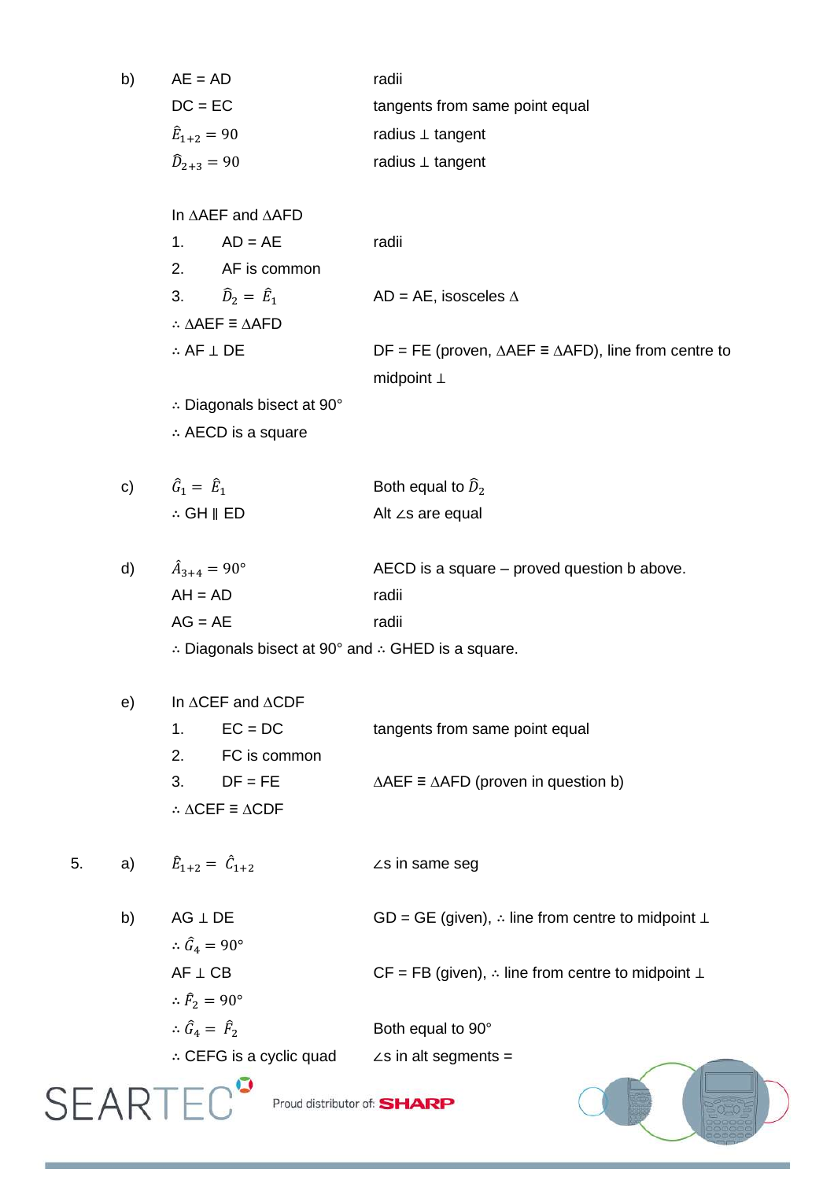b) AE = AD — radii

DC = EC — tangents from same point equal

$\hat{E}_{1+2} = 90$ — radius ⊥ tangent

$\hat{D}_{2+3} = 90$ — radius ⊥ tangent

In ∆AEF and ∆AFD

1. AD = AE — radii
2. AF is common
3. $\hat{D}_2 = \hat{E}_1$ — AD = AE, isosceles ∆

∴ ∆AEF ≡ ∆AFD

∴ AF ⊥ DE — DF = FE (proven, ∆AEF ≡ ∆AFD), line from centre to midpoint ⊥

∴ Diagonals bisect at 90°

∴ AECD is a square

c) $\hat{G}_1 = \hat{E}_1$ — Both equal to $\hat{D}_2$

∴ GH ∥ ED — Alt ∠s are equal

d) $\hat{A}_{3+4} = 90°$ — AECD is a square – proved question b above.

AH = AD — radii

AG = AE — radii

∴ Diagonals bisect at 90° and ∴ GHED is a square.

e) In ∆CEF and ∆CDF

1. EC = DC — tangents from same point equal
2. FC is common
3. DF = FE — ∆AEF ≡ ∆AFD (proven in question b)

∴ ∆CEF ≡ ∆CDF

5. a) $\hat{E}_{1+2} = \hat{C}_{1+2}$ — ∠s in same seg

b) AG ⊥ DE — GD = GE (given), ∴ line from centre to midpoint ⊥

∴ $\hat{G}_4 = 90°$

AF ⊥ CB — CF = FB (given), ∴ line from centre to midpoint ⊥

∴ $\hat{F}_2 = 90°$

∴ $\hat{G}_4 = \hat{F}_2$ — Both equal to 90°

∴ CEFG is a cyclic quad — ∠s in alt segments =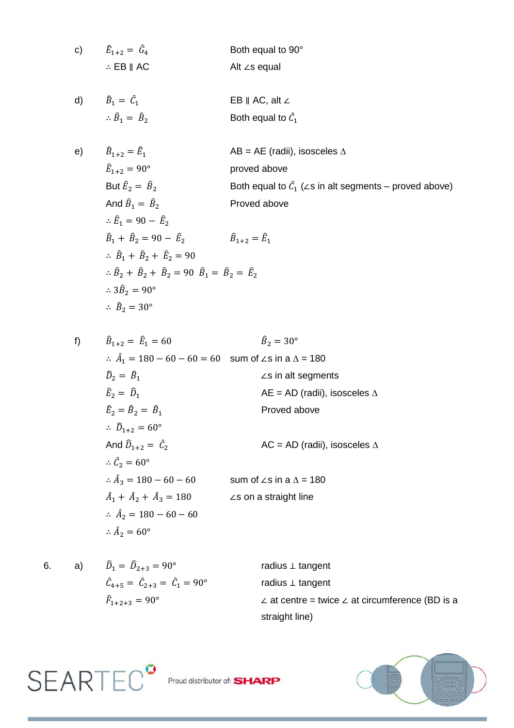c) $\hat{E}_{1+2} = \hat{G}_4$ — Both equal to 90°

$\therefore$ EB ∥ AC — Alt ∠s equal

d) $\hat{B}_1 = \hat{C}_1$ — EB ∥ AC, alt ∠

$\therefore \hat{B}_1 = \hat{B}_2$ — Both equal to $\hat{C}_1$

e) $\hat{B}_{1+2} = \hat{E}_1$ — AB = AE (radii), isosceles Δ

$\hat{E}_{1+2} = 90°$ — proved above

But $\hat{E}_2 = \hat{B}_2$ — Both equal to $\hat{C}_1$ (∠s in alt segments – proved above)

And $\hat{B}_1 = \hat{B}_2$ — Proved above

$\therefore \hat{E}_1 = 90 - \hat{E}_2$

$\hat{B}_1 + \hat{B}_2 = 90 - \hat{E}_2$ — $\hat{B}_{1+2} = \hat{E}_1$

$\therefore \hat{B}_1 + \hat{B}_2 + \hat{E}_2 = 90$

$\therefore \hat{B}_2 + \hat{B}_2 + \hat{B}_2 = 90$ — $\hat{B}_1 = \hat{B}_2 = \hat{E}_2$

$\therefore 3\hat{B}_2 = 90°$

$\therefore \hat{B}_2 = 30°$

f) $\hat{B}_{1+2} = \hat{E}_1 = 60$ — $\hat{B}_2 = 30°$

$\therefore \hat{A}_1 = 180 - 60 - 60 = 60$ — sum of ∠s in a Δ = 180

$\hat{D}_2 = \hat{B}_1$ — ∠s in alt segments

$\hat{E}_2 = \hat{D}_1$ — AE = AD (radii), isosceles Δ

$\hat{E}_2 = \hat{B}_2 = \hat{B}_1$ — Proved above

$\therefore \hat{D}_{1+2} = 60°$

And $\hat{D}_{1+2} = \hat{C}_2$ — AC = AD (radii), isosceles Δ

$\therefore \hat{C}_2 = 60°$

$\therefore \hat{A}_3 = 180 - 60 - 60$ — sum of ∠s in a Δ = 180

$\hat{A}_1 + \hat{A}_2 + \hat{A}_3 = 180$ — ∠s on a straight line

$\therefore \hat{A}_2 = 180 - 60 - 60$

$\therefore \hat{A}_2 = 60°$

6. a) $\hat{D}_1 = \hat{D}_{2+3} = 90°$ — radius ⊥ tangent

$\hat{C}_{4+5} = \hat{C}_{2+3} = \hat{C}_1 = 90°$ — radius ⊥ tangent

$\hat{F}_{1+2+3} = 90°$ — ∠ at centre = twice ∠ at circumference (BD is a straight line)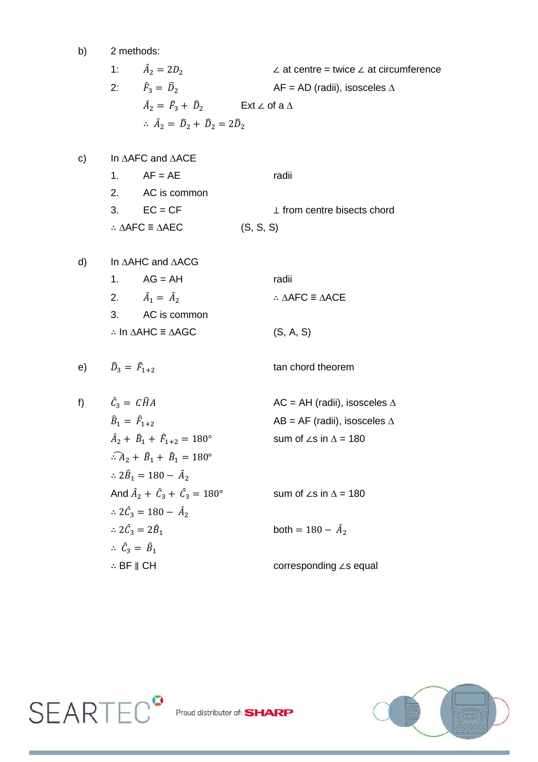b) 2 methods:

1: $\hat{A}_2 = 2D_2$ — $\angle$ at centre = twice $\angle$ at circumference

2: $\hat{F}_3 = \hat{D}_2$ — AF = AD (radii), isosceles $\Delta$

$\hat{A}_2 = \hat{F}_3 + \hat{D}_2$ — Ext $\angle$ of a $\Delta$

$\therefore \hat{A}_2 = \hat{D}_2 + \hat{D}_2 = 2\hat{D}_2$

c) In $\Delta$AFC and $\Delta$ACE

1. AF = AE — radii
2. AC is common
3. EC = CF — $\perp$ from centre bisects chord

$\therefore$ $\Delta$AFC ≡ $\Delta$AEC — (S, S, S)

d) In $\Delta$AHC and $\Delta$ACG

1. AG = AH — radii
2. $\hat{A}_1 = \hat{A}_2$ — $\therefore$ $\Delta$AFC ≡ $\Delta$ACE
3. AC is common

$\therefore$ In $\Delta$AHC ≡ $\Delta$AGC — (S, A, S)

e) $\hat{D}_3 = \hat{F}_{1+2}$ — tan chord theorem

f) $\hat{C}_3 = C\hat{H}A$ — AC = AH (radii), isosceles $\Delta$

$\hat{B}_1 = \hat{F}_{1+2}$ — AB = AF (radii), isosceles $\Delta$

$\hat{A}_2 + \hat{B}_1 + \hat{F}_{1+2} = 180°$ — sum of $\angle$s in $\Delta$ = 180

$\therefore \hat{A}_2 + \hat{B}_1 + \hat{B}_1 = 180°$

$\therefore 2\hat{B}_1 = 180 - \hat{A}_2$

And $\hat{A}_2 + \hat{C}_3 + \hat{C}_3 = 180°$ — sum of $\angle$s in $\Delta$ = 180

$\therefore 2\hat{C}_3 = 180 - \hat{A}_2$

$\therefore 2\hat{C}_3 = 2\hat{B}_1$ — both $= 180 - \hat{A}_2$

$\therefore \hat{C}_3 = \hat{B}_1$

$\therefore$ BF ∥ CH — corresponding $\angle$s equal